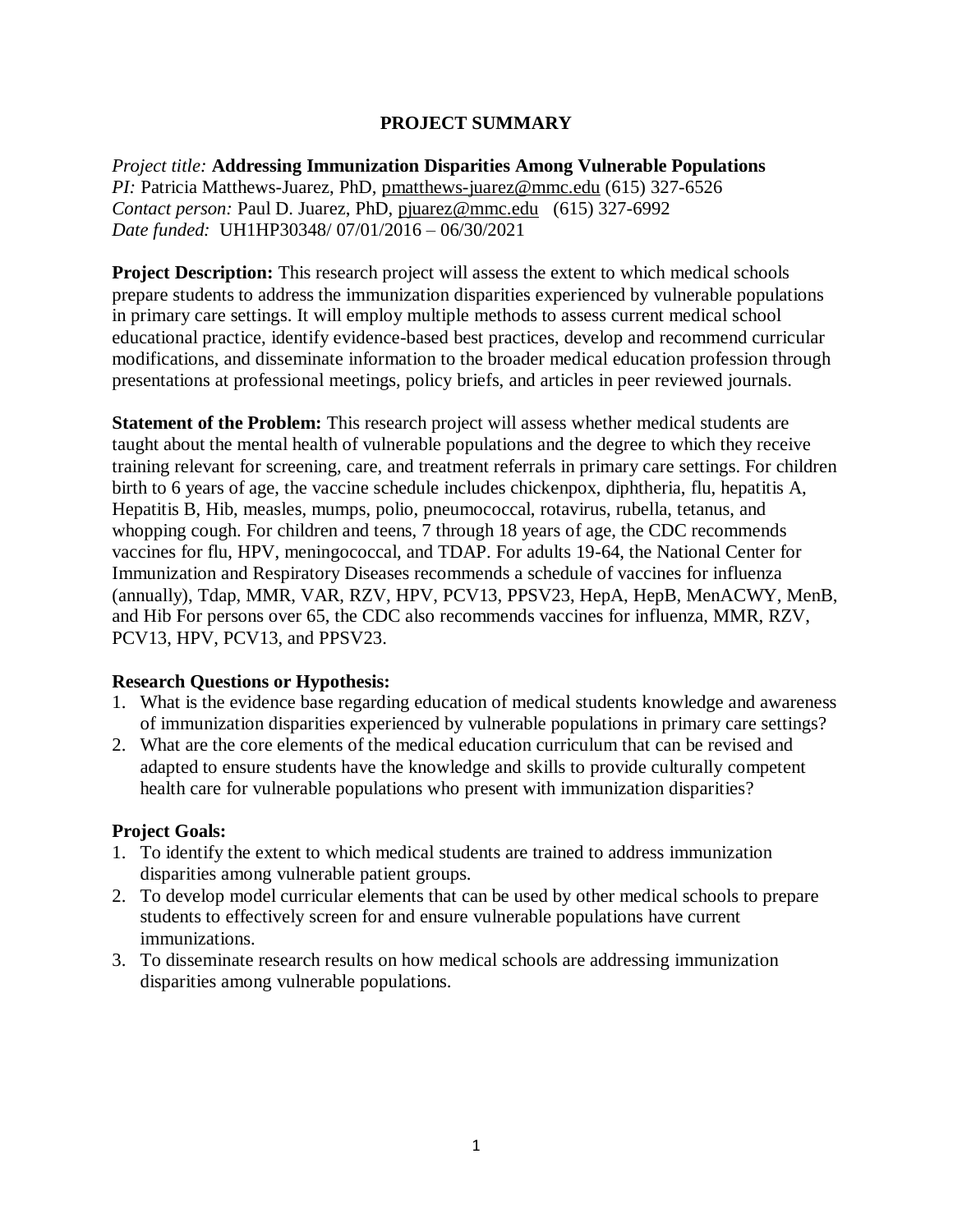# PROJECT SUMMARY

*Project title:* **Addressing Immunization Disparities Among Vulnerable Populations**
*PI:* Patricia Matthews-Juarez, PhD, pmatthews-juarez@mmc.edu (615) 327-6526
*Contact person:* Paul D. Juarez, PhD, pjuarez@mmc.edu (615) 327-6992
*Date funded:* UH1HP30348/ 07/01/2016 – 06/30/2021

**Project Description:** This research project will assess the extent to which medical schools prepare students to address the immunization disparities experienced by vulnerable populations in primary care settings. It will employ multiple methods to assess current medical school educational practice, identify evidence-based best practices, develop and recommend curricular modifications, and disseminate information to the broader medical education profession through presentations at professional meetings, policy briefs, and articles in peer reviewed journals.

**Statement of the Problem:** This research project will assess whether medical students are taught about the mental health of vulnerable populations and the degree to which they receive training relevant for screening, care, and treatment referrals in primary care settings. For children birth to 6 years of age, the vaccine schedule includes chickenpox, diphtheria, flu, hepatitis A, Hepatitis B, Hib, measles, mumps, polio, pneumococcal, rotavirus, rubella, tetanus, and whopping cough. For children and teens, 7 through 18 years of age, the CDC recommends vaccines for flu, HPV, meningococcal, and TDAP. For adults 19-64, the National Center for Immunization and Respiratory Diseases recommends a schedule of vaccines for influenza (annually), Tdap, MMR, VAR, RZV, HPV, PCV13, PPSV23, HepA, HepB, MenACWY, MenB, and Hib For persons over 65, the CDC also recommends vaccines for influenza, MMR, RZV, PCV13, HPV, PCV13, and PPSV23.

**Research Questions or Hypothesis:**

1. What is the evidence base regarding education of medical students knowledge and awareness of immunization disparities experienced by vulnerable populations in primary care settings?
2. What are the core elements of the medical education curriculum that can be revised and adapted to ensure students have the knowledge and skills to provide culturally competent health care for vulnerable populations who present with immunization disparities?

**Project Goals:**

1. To identify the extent to which medical students are trained to address immunization disparities among vulnerable patient groups.
2. To develop model curricular elements that can be used by other medical schools to prepare students to effectively screen for and ensure vulnerable populations have current immunizations.
3. To disseminate research results on how medical schools are addressing immunization disparities among vulnerable populations.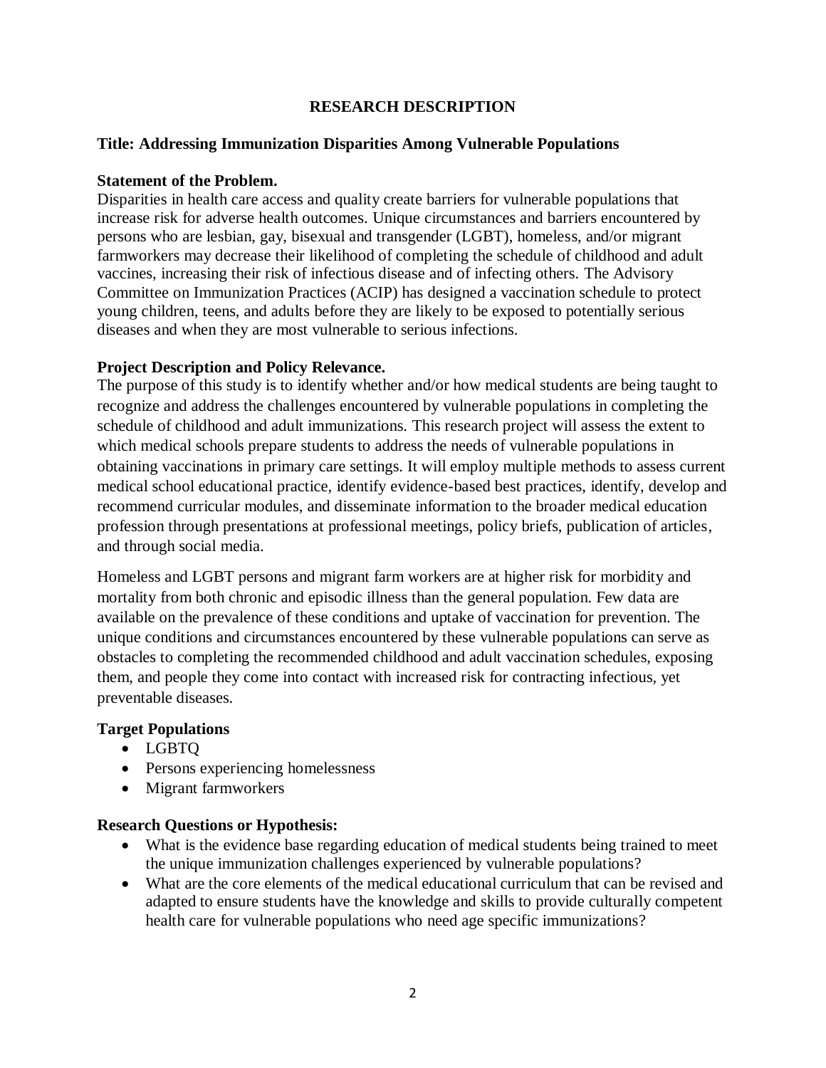## RESEARCH DESCRIPTION

### Title: Addressing Immunization Disparities Among Vulnerable Populations

**Statement of the Problem.**
Disparities in health care access and quality create barriers for vulnerable populations that increase risk for adverse health outcomes. Unique circumstances and barriers encountered by persons who are lesbian, gay, bisexual and transgender (LGBT), homeless, and/or migrant farmworkers may decrease their likelihood of completing the schedule of childhood and adult vaccines, increasing their risk of infectious disease and of infecting others. The Advisory Committee on Immunization Practices (ACIP) has designed a vaccination schedule to protect young children, teens, and adults before they are likely to be exposed to potentially serious diseases and when they are most vulnerable to serious infections.

**Project Description and Policy Relevance.**
The purpose of this study is to identify whether and/or how medical students are being taught to recognize and address the challenges encountered by vulnerable populations in completing the schedule of childhood and adult immunizations. This research project will assess the extent to which medical schools prepare students to address the needs of vulnerable populations in obtaining vaccinations in primary care settings. It will employ multiple methods to assess current medical school educational practice, identify evidence-based best practices, identify, develop and recommend curricular modules, and disseminate information to the broader medical education profession through presentations at professional meetings, policy briefs, publication of articles, and through social media.

Homeless and LGBT persons and migrant farm workers are at higher risk for morbidity and mortality from both chronic and episodic illness than the general population. Few data are available on the prevalence of these conditions and uptake of vaccination for prevention. The unique conditions and circumstances encountered by these vulnerable populations can serve as obstacles to completing the recommended childhood and adult vaccination schedules, exposing them, and people they come into contact with increased risk for contracting infectious, yet preventable diseases.

**Target Populations**

- LGBTQ
- Persons experiencing homelessness
- Migrant farmworkers

**Research Questions or Hypothesis:**

- What is the evidence base regarding education of medical students being trained to meet the unique immunization challenges experienced by vulnerable populations?
- What are the core elements of the medical educational curriculum that can be revised and adapted to ensure students have the knowledge and skills to provide culturally competent health care for vulnerable populations who need age specific immunizations?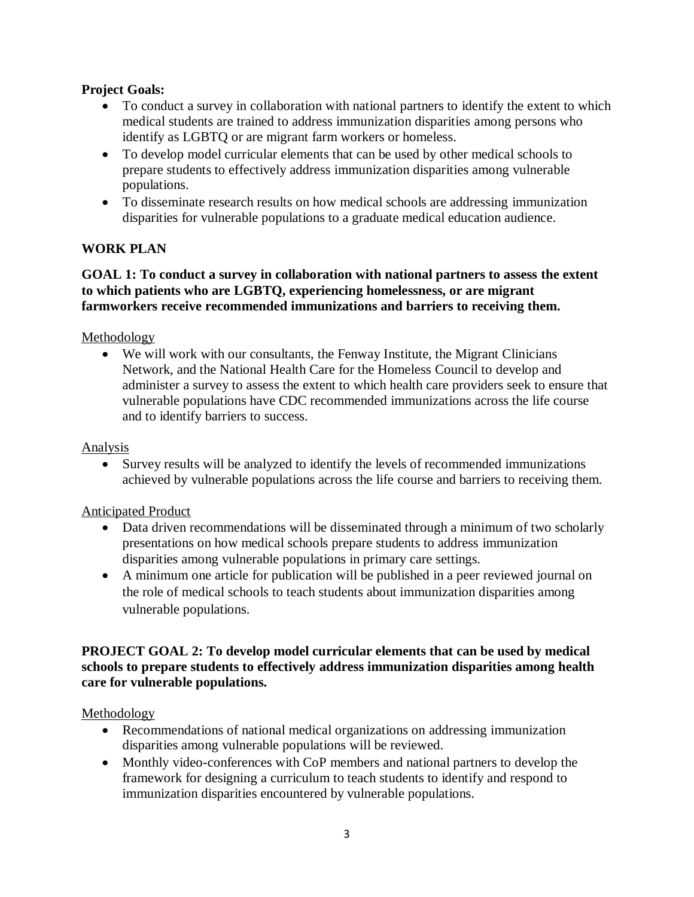**Project Goals:**

- To conduct a survey in collaboration with national partners to identify the extent to which medical students are trained to address immunization disparities among persons who identify as LGBTQ or are migrant farm workers or homeless.
- To develop model curricular elements that can be used by other medical schools to prepare students to effectively address immunization disparities among vulnerable populations.
- To disseminate research results on how medical schools are addressing immunization disparities for vulnerable populations to a graduate medical education audience.

## WORK PLAN

### GOAL 1: To conduct a survey in collaboration with national partners to assess the extent to which patients who are LGBTQ, experiencing homelessness, or are migrant farmworkers receive recommended immunizations and barriers to receiving them.

Methodology

- We will work with our consultants, the Fenway Institute, the Migrant Clinicians Network, and the National Health Care for the Homeless Council to develop and administer a survey to assess the extent to which health care providers seek to ensure that vulnerable populations have CDC recommended immunizations across the life course and to identify barriers to success.

Analysis

- Survey results will be analyzed to identify the levels of recommended immunizations achieved by vulnerable populations across the life course and barriers to receiving them.

Anticipated Product

- Data driven recommendations will be disseminated through a minimum of two scholarly presentations on how medical schools prepare students to address immunization disparities among vulnerable populations in primary care settings.
- A minimum one article for publication will be published in a peer reviewed journal on the role of medical schools to teach students about immunization disparities among vulnerable populations.

### PROJECT GOAL 2: To develop model curricular elements that can be used by medical schools to prepare students to effectively address immunization disparities among health care for vulnerable populations.

Methodology

- Recommendations of national medical organizations on addressing immunization disparities among vulnerable populations will be reviewed.
- Monthly video-conferences with CoP members and national partners to develop the framework for designing a curriculum to teach students to identify and respond to immunization disparities encountered by vulnerable populations.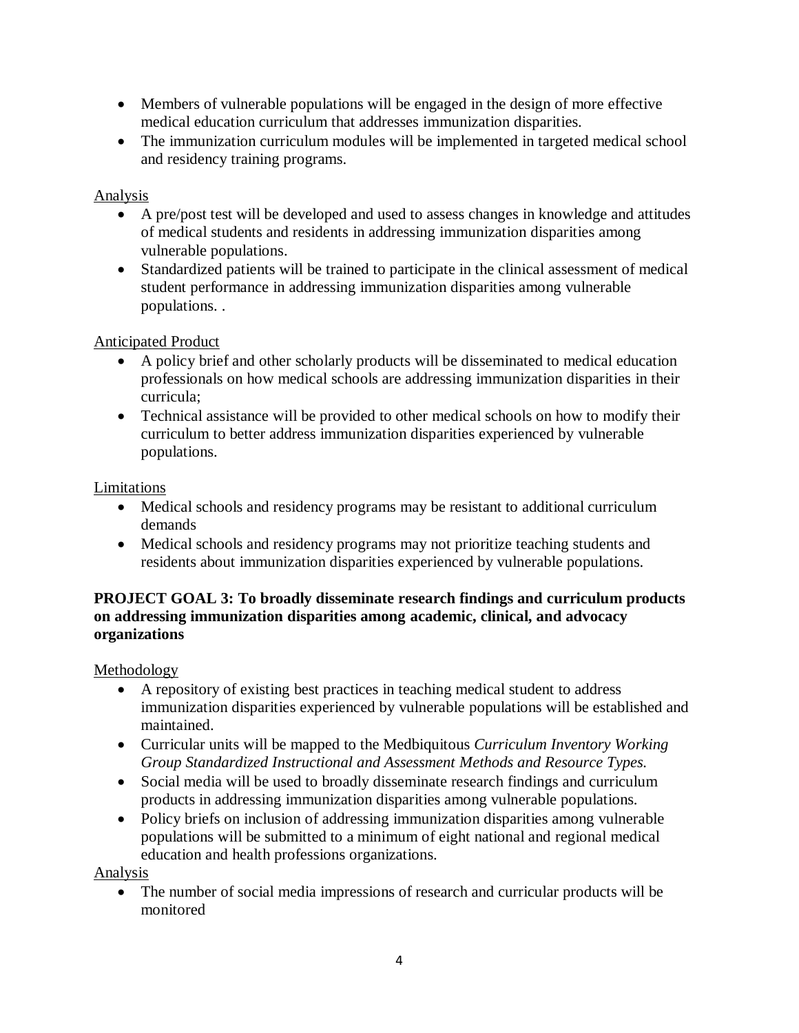- Members of vulnerable populations will be engaged in the design of more effective medical education curriculum that addresses immunization disparities.
- The immunization curriculum modules will be implemented in targeted medical school and residency training programs.

Analysis

- A pre/post test will be developed and used to assess changes in knowledge and attitudes of medical students and residents in addressing immunization disparities among vulnerable populations.
- Standardized patients will be trained to participate in the clinical assessment of medical student performance in addressing immunization disparities among vulnerable populations. .

Anticipated Product

- A policy brief and other scholarly products will be disseminated to medical education professionals on how medical schools are addressing immunization disparities in their curricula;
- Technical assistance will be provided to other medical schools on how to modify their curriculum to better address immunization disparities experienced by vulnerable populations.

Limitations

- Medical schools and residency programs may be resistant to additional curriculum demands
- Medical schools and residency programs may not prioritize teaching students and residents about immunization disparities experienced by vulnerable populations.

**PROJECT GOAL 3: To broadly disseminate research findings and curriculum products on addressing immunization disparities among academic, clinical, and advocacy organizations**

Methodology

- A repository of existing best practices in teaching medical student to address immunization disparities experienced by vulnerable populations will be established and maintained.
- Curricular units will be mapped to the Medbiquitous *Curriculum Inventory Working Group Standardized Instructional and Assessment Methods and Resource Types.*
- Social media will be used to broadly disseminate research findings and curriculum products in addressing immunization disparities among vulnerable populations.
- Policy briefs on inclusion of addressing immunization disparities among vulnerable populations will be submitted to a minimum of eight national and regional medical education and health professions organizations.

Analysis

- The number of social media impressions of research and curricular products will be monitored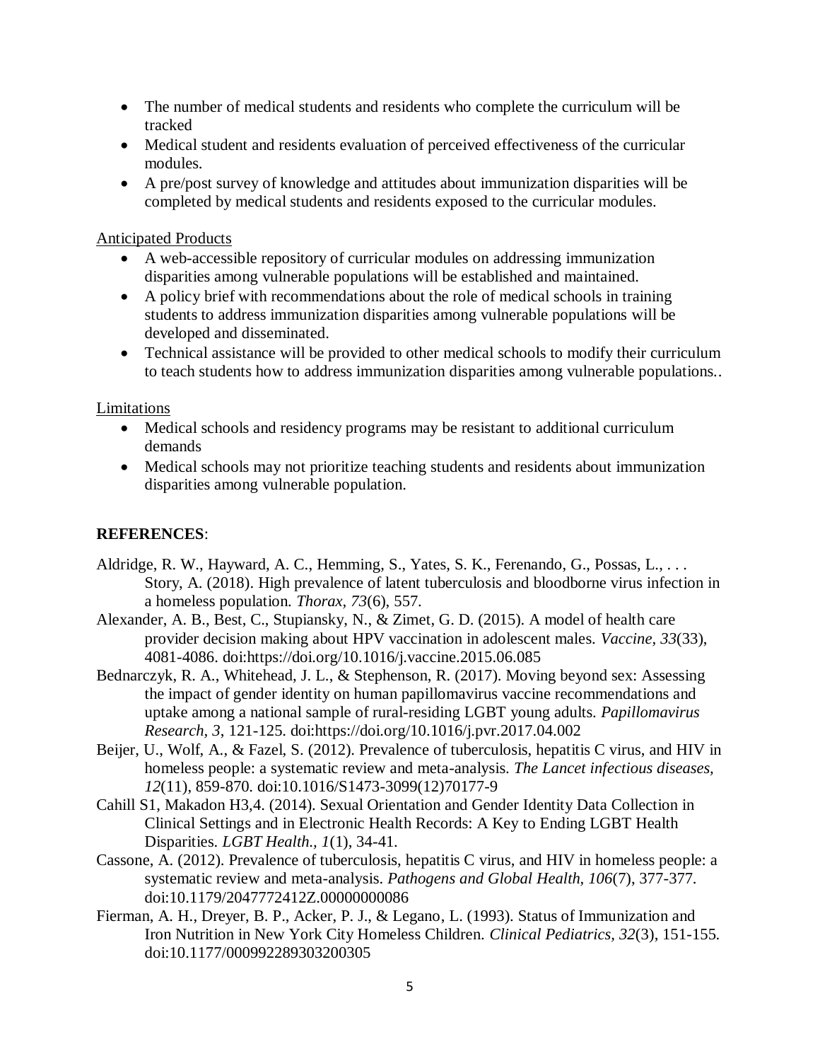- The number of medical students and residents who complete the curriculum will be tracked
- Medical student and residents evaluation of perceived effectiveness of the curricular modules.
- A pre/post survey of knowledge and attitudes about immunization disparities will be completed by medical students and residents exposed to the curricular modules.

Anticipated Products

- A web-accessible repository of curricular modules on addressing immunization disparities among vulnerable populations will be established and maintained.
- A policy brief with recommendations about the role of medical schools in training students to address immunization disparities among vulnerable populations will be developed and disseminated.
- Technical assistance will be provided to other medical schools to modify their curriculum to teach students how to address immunization disparities among vulnerable populations..

Limitations

- Medical schools and residency programs may be resistant to additional curriculum demands
- Medical schools may not prioritize teaching students and residents about immunization disparities among vulnerable population.

**REFERENCES**:

Aldridge, R. W., Hayward, A. C., Hemming, S., Yates, S. K., Ferenando, G., Possas, L., . . . Story, A. (2018). High prevalence of latent tuberculosis and bloodborne virus infection in a homeless population. *Thorax, 73*(6), 557.

Alexander, A. B., Best, C., Stupiansky, N., & Zimet, G. D. (2015). A model of health care provider decision making about HPV vaccination in adolescent males. *Vaccine, 33*(33), 4081-4086. doi:https://doi.org/10.1016/j.vaccine.2015.06.085

Bednarczyk, R. A., Whitehead, J. L., & Stephenson, R. (2017). Moving beyond sex: Assessing the impact of gender identity on human papillomavirus vaccine recommendations and uptake among a national sample of rural-residing LGBT young adults. *Papillomavirus Research, 3*, 121-125. doi:https://doi.org/10.1016/j.pvr.2017.04.002

Beijer, U., Wolf, A., & Fazel, S. (2012). Prevalence of tuberculosis, hepatitis C virus, and HIV in homeless people: a systematic review and meta-analysis. *The Lancet infectious diseases, 12*(11), 859-870. doi:10.1016/S1473-3099(12)70177-9

Cahill S1, Makadon H3,4. (2014). Sexual Orientation and Gender Identity Data Collection in Clinical Settings and in Electronic Health Records: A Key to Ending LGBT Health Disparities. *LGBT Health., 1*(1), 34-41.

Cassone, A. (2012). Prevalence of tuberculosis, hepatitis C virus, and HIV in homeless people: a systematic review and meta-analysis. *Pathogens and Global Health, 106*(7), 377-377. doi:10.1179/2047772412Z.00000000086

Fierman, A. H., Dreyer, B. P., Acker, P. J., & Legano, L. (1993). Status of Immunization and Iron Nutrition in New York City Homeless Children. *Clinical Pediatrics, 32*(3), 151-155. doi:10.1177/000992289303200305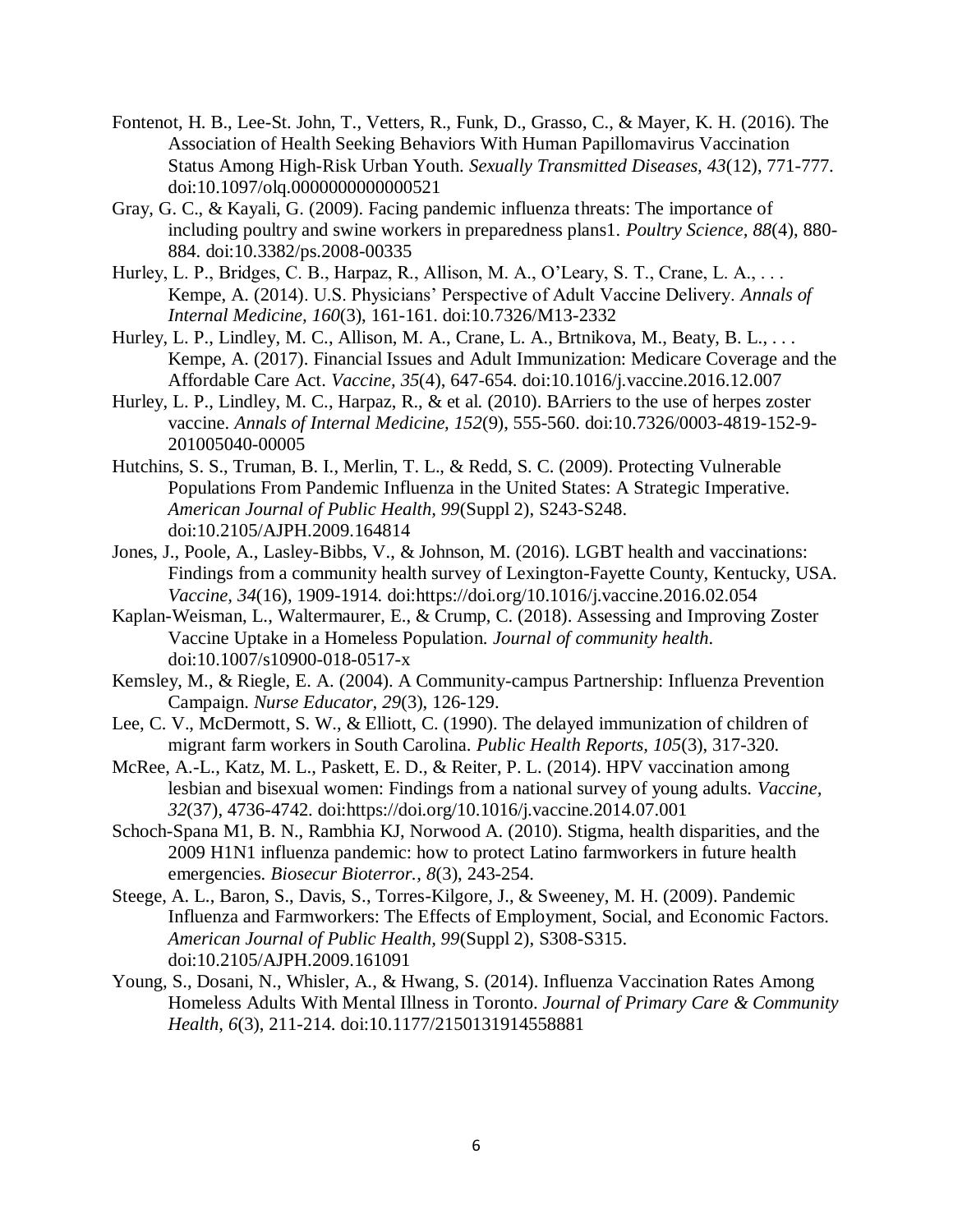Fontenot, H. B., Lee-St. John, T., Vetters, R., Funk, D., Grasso, C., & Mayer, K. H. (2016). The Association of Health Seeking Behaviors With Human Papillomavirus Vaccination Status Among High-Risk Urban Youth. *Sexually Transmitted Diseases, 43*(12), 771-777. doi:10.1097/olq.0000000000000521

Gray, G. C., & Kayali, G. (2009). Facing pandemic influenza threats: The importance of including poultry and swine workers in preparedness plans1. *Poultry Science, 88*(4), 880-884. doi:10.3382/ps.2008-00335

Hurley, L. P., Bridges, C. B., Harpaz, R., Allison, M. A., O'Leary, S. T., Crane, L. A., . . . Kempe, A. (2014). U.S. Physicians' Perspective of Adult Vaccine Delivery. *Annals of Internal Medicine, 160*(3), 161-161. doi:10.7326/M13-2332

Hurley, L. P., Lindley, M. C., Allison, M. A., Crane, L. A., Brtnikova, M., Beaty, B. L., . . . Kempe, A. (2017). Financial Issues and Adult Immunization: Medicare Coverage and the Affordable Care Act. *Vaccine, 35*(4), 647-654. doi:10.1016/j.vaccine.2016.12.007

Hurley, L. P., Lindley, M. C., Harpaz, R., & et al. (2010). BArriers to the use of herpes zoster vaccine. *Annals of Internal Medicine, 152*(9), 555-560. doi:10.7326/0003-4819-152-9-201005040-00005

Hutchins, S. S., Truman, B. I., Merlin, T. L., & Redd, S. C. (2009). Protecting Vulnerable Populations From Pandemic Influenza in the United States: A Strategic Imperative. *American Journal of Public Health, 99*(Suppl 2), S243-S248. doi:10.2105/AJPH.2009.164814

Jones, J., Poole, A., Lasley-Bibbs, V., & Johnson, M. (2016). LGBT health and vaccinations: Findings from a community health survey of Lexington-Fayette County, Kentucky, USA. *Vaccine, 34*(16), 1909-1914. doi:https://doi.org/10.1016/j.vaccine.2016.02.054

Kaplan-Weisman, L., Waltermaurer, E., & Crump, C. (2018). Assessing and Improving Zoster Vaccine Uptake in a Homeless Population. *Journal of community health*. doi:10.1007/s10900-018-0517-x

Kemsley, M., & Riegle, E. A. (2004). A Community-campus Partnership: Influenza Prevention Campaign. *Nurse Educator, 29*(3), 126-129.

Lee, C. V., McDermott, S. W., & Elliott, C. (1990). The delayed immunization of children of migrant farm workers in South Carolina. *Public Health Reports, 105*(3), 317-320.

McRee, A.-L., Katz, M. L., Paskett, E. D., & Reiter, P. L. (2014). HPV vaccination among lesbian and bisexual women: Findings from a national survey of young adults. *Vaccine, 32*(37), 4736-4742. doi:https://doi.org/10.1016/j.vaccine.2014.07.001

Schoch-Spana M1, B. N., Rambhia KJ, Norwood A. (2010). Stigma, health disparities, and the 2009 H1N1 influenza pandemic: how to protect Latino farmworkers in future health emergencies. *Biosecur Bioterror., 8*(3), 243-254.

Steege, A. L., Baron, S., Davis, S., Torres-Kilgore, J., & Sweeney, M. H. (2009). Pandemic Influenza and Farmworkers: The Effects of Employment, Social, and Economic Factors. *American Journal of Public Health, 99*(Suppl 2), S308-S315. doi:10.2105/AJPH.2009.161091

Young, S., Dosani, N., Whisler, A., & Hwang, S. (2014). Influenza Vaccination Rates Among Homeless Adults With Mental Illness in Toronto. *Journal of Primary Care & Community Health, 6*(3), 211-214. doi:10.1177/2150131914558881